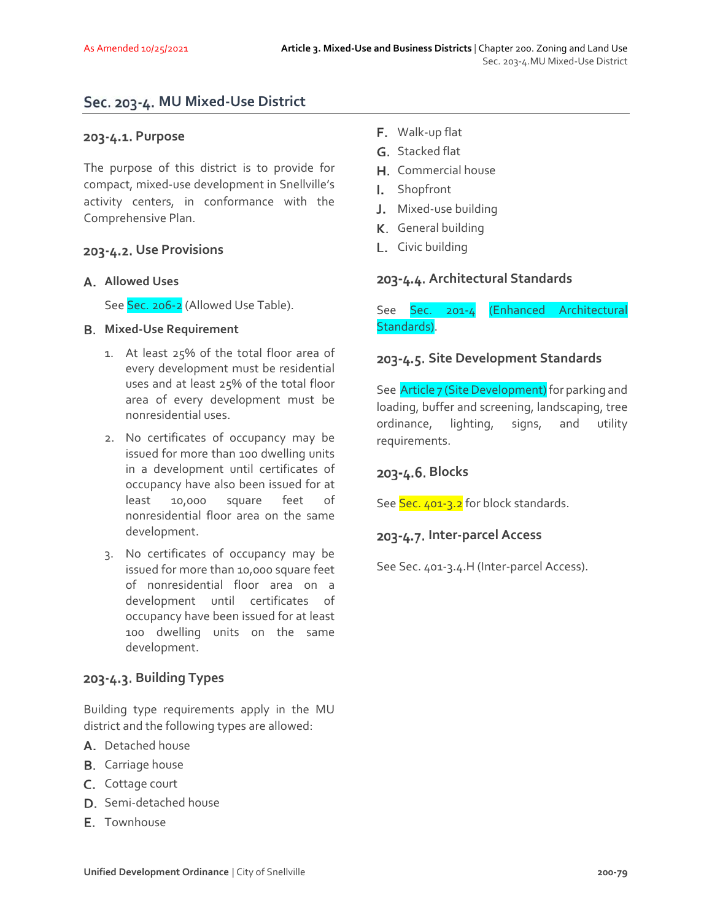## Sec. 203-4. MU Mixed-Use District

### 203-4.1. Purpose

The purpose of this district is to provide for compact, mixed-use development in Snellville's activity centers, in conformance with the Comprehensive Plan.

### 203-4.2. Use Provisions

**A. Allowed Uses**

See Sec. 206-2 (Allowed Use Table).

**B. Mixed-Use Requirement**

1. At least 25% of the total floor area of every development must be residential uses and at least 25% of the total floor area of every development must be nonresidential uses.
2. No certificates of occupancy may be issued for more than 100 dwelling units in a development until certificates of occupancy have also been issued for at least 10,000 square feet of nonresidential floor area on the same development.
3. No certificates of occupancy may be issued for more than 10,000 square feet of nonresidential floor area on a development until certificates of occupancy have been issued for at least 100 dwelling units on the same development.

### 203-4.3. Building Types

Building type requirements apply in the MU district and the following types are allowed:

A. Detached house
B. Carriage house
C. Cottage court
D. Semi-detached house
E. Townhouse
F. Walk-up flat
G. Stacked flat
H. Commercial house
I. Shopfront
J. Mixed-use building
K. General building
L. Civic building

### 203-4.4. Architectural Standards

See Sec. 201-4 (Enhanced Architectural Standards).

### 203-4.5. Site Development Standards

See Article 7 (Site Development) for parking and loading, buffer and screening, landscaping, tree ordinance, lighting, signs, and utility requirements.

### 203-4.6. Blocks

See Sec. 401-3.2 for block standards.

### 203-4.7. Inter-parcel Access

See Sec. 401-3.4.H (Inter-parcel Access).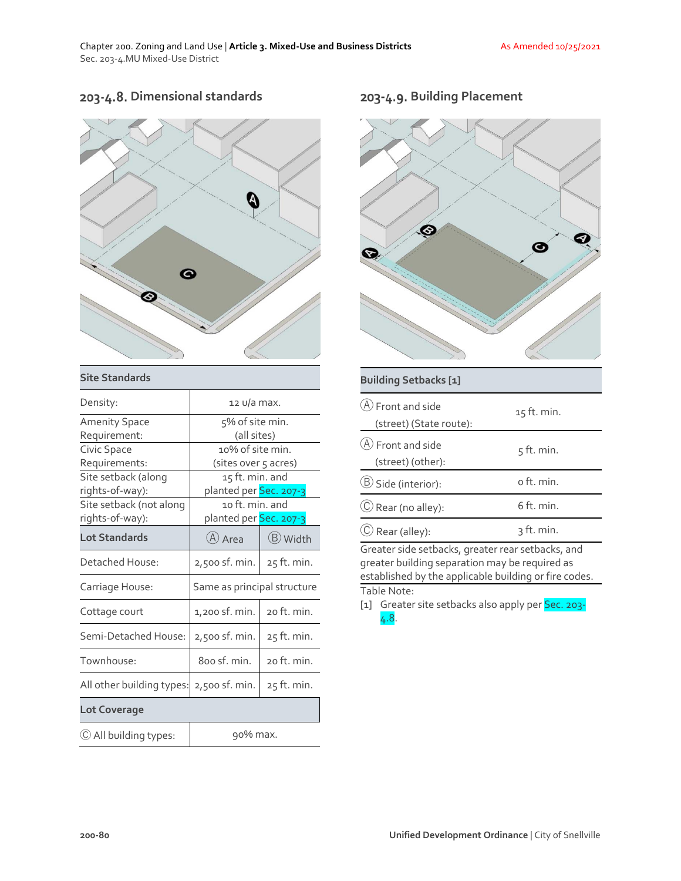## 203-4.8. Dimensional standards

| Site Standards | | |
|---|---|---|
| Density: | 12 u/a max. | |
| Amenity Space Requirement: | 5% of site min. (all sites) | |
| Civic Space Requirements: | 10% of site min. (sites over 5 acres) | |
| Site setback (along rights-of-way): | 15 ft. min. and planted per Sec. 207-3 | |
| Site setback (not along rights-of-way): | 10 ft. min. and planted per Sec. 207-3 | |
| **Lot Standards** | Ⓐ Area | Ⓑ Width |
| Detached House: | 2,500 sf. min. | 25 ft. min. |
| Carriage House: | Same as principal structure | |
| Cottage court | 1,200 sf. min. | 20 ft. min. |
| Semi-Detached House: | 2,500 sf. min. | 25 ft. min. |
| Townhouse: | 800 sf. min. | 20 ft. min. |
| All other building types: | 2,500 sf. min. | 25 ft. min. |
| **Lot Coverage** | | |
| Ⓒ All building types: | 90% max. | |

## 203-4.9. Building Placement

| Building Setbacks [1] | |
|---|---|
| Ⓐ Front and side (street) (State route): | 15 ft. min. |
| Ⓐ Front and side (street) (other): | 5 ft. min. |
| Ⓑ Side (interior): | 0 ft. min. |
| Ⓒ Rear (no alley): | 6 ft. min. |
| Ⓒ Rear (alley): | 3 ft. min. |

Greater side setbacks, greater rear setbacks, and greater building separation may be required as established by the applicable building or fire codes.

Table Note:

[1] Greater site setbacks also apply per Sec. 203-4.8.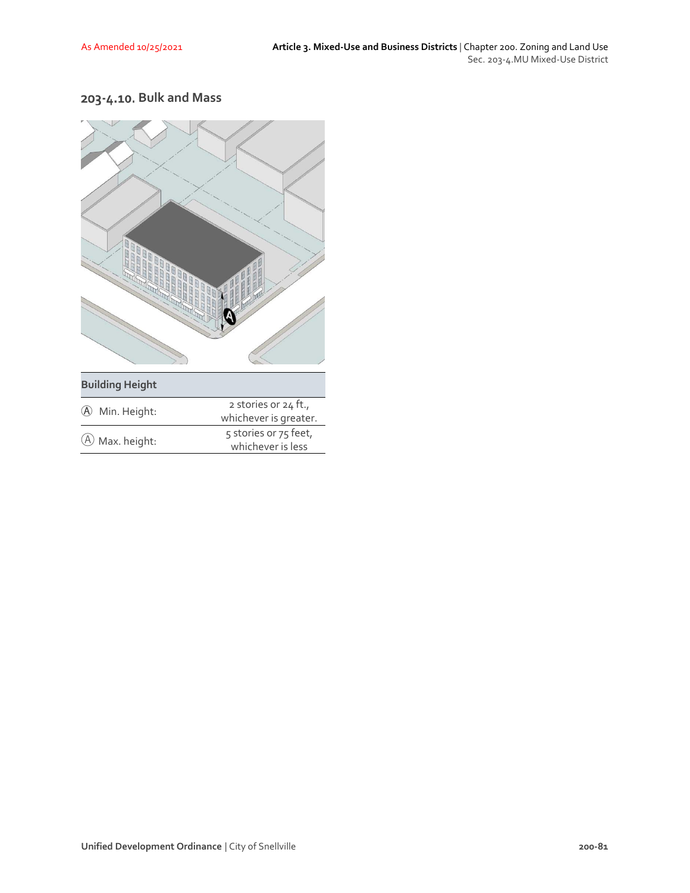## 203-4.10. Bulk and Mass

| Building Height | |
|---|---|
| Ⓐ Min. Height: | 2 stories or 24 ft., whichever is greater. |
| Ⓐ Max. height: | 5 stories or 75 feet, whichever is less |